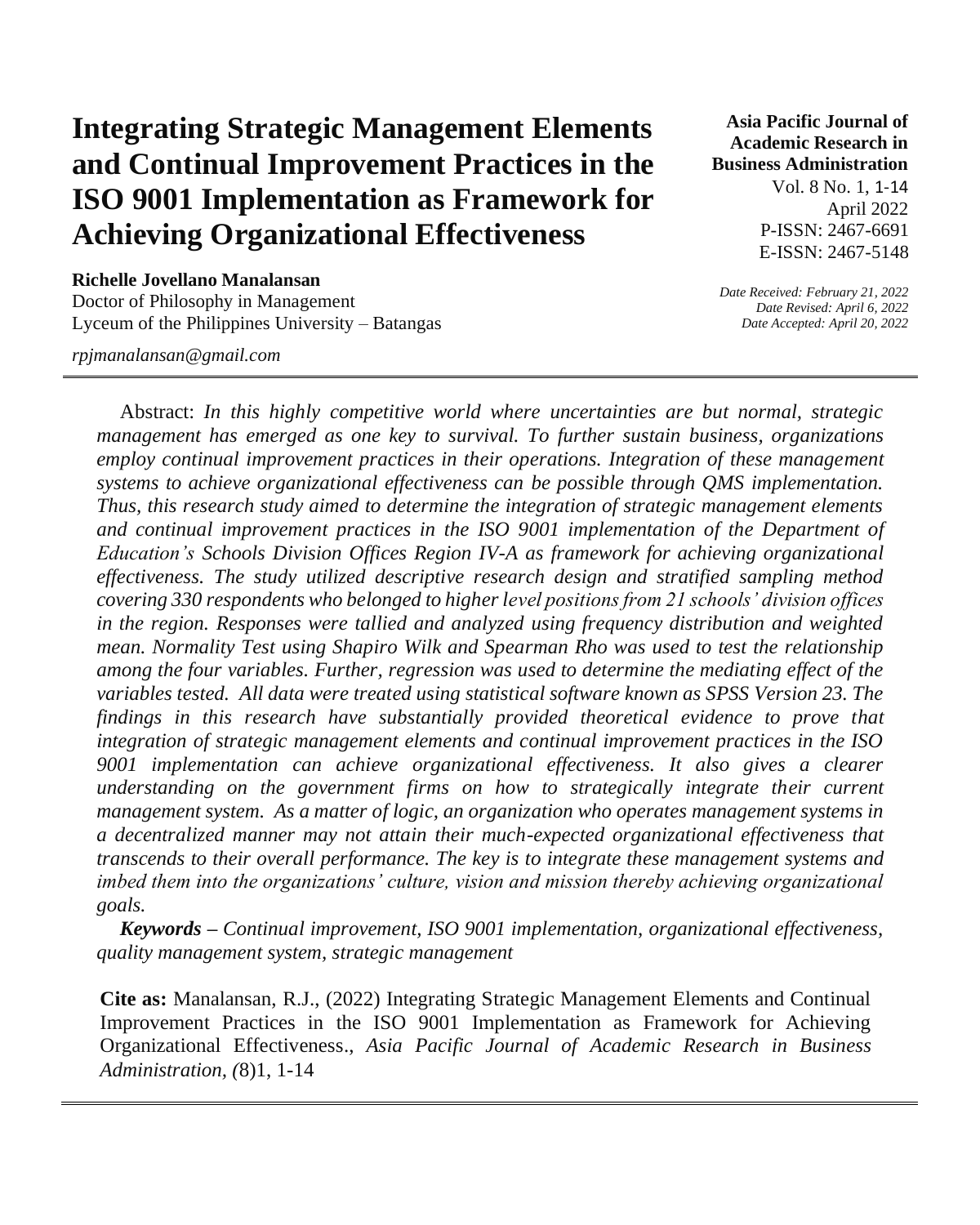# Integrating Strategic Management Elements and Continual Improvement Practices in the ISO 9001 Implementation as Framework for Achieving Organizational Effectiveness

**Asia Pacific Journal of Academic Research in Business Administration**
Vol. 8 No. 1, 1-14
April 2022
P-ISSN: 2467-6691
E-ISSN: 2467-5148

*Date Received: February 21, 2022*
*Date Revised: April 6, 2022*
*Date Accepted: April 20, 2022*

**Richelle Jovellano Manalansan**
Doctor of Philosophy in Management
Lyceum of the Philippines University – Batangas

*rpjmanalansan@gmail.com*

---

Abstract: *In this highly competitive world where uncertainties are but normal, strategic management has emerged as one key to survival. To further sustain business, organizations employ continual improvement practices in their operations. Integration of these management systems to achieve organizational effectiveness can be possible through QMS implementation. Thus, this research study aimed to determine the integration of strategic management elements and continual improvement practices in the ISO 9001 implementation of the Department of Education's Schools Division Offices Region IV-A as framework for achieving organizational effectiveness. The study utilized descriptive research design and stratified sampling method covering 330 respondents who belonged to higher level positions from 21 schools' division offices in the region. Responses were tallied and analyzed using frequency distribution and weighted mean. Normality Test using Shapiro Wilk and Spearman Rho was used to test the relationship among the four variables. Further, regression was used to determine the mediating effect of the variables tested. All data were treated using statistical software known as SPSS Version 23. The findings in this research have substantially provided theoretical evidence to prove that integration of strategic management elements and continual improvement practices in the ISO 9001 implementation can achieve organizational effectiveness. It also gives a clearer understanding on the government firms on how to strategically integrate their current management system. As a matter of logic, an organization who operates management systems in a decentralized manner may not attain their much-expected organizational effectiveness that transcends to their overall performance. The key is to integrate these management systems and imbed them into the organizations' culture, vision and mission thereby achieving organizational goals.*

***Keywords** – Continual improvement, ISO 9001 implementation, organizational effectiveness, quality management system, strategic management*

**Cite as:** Manalansan, R.J., (2022) Integrating Strategic Management Elements and Continual Improvement Practices in the ISO 9001 Implementation as Framework for Achieving Organizational Effectiveness., *Asia Pacific Journal of Academic Research in Business Administration, (*8)1, 1-14

---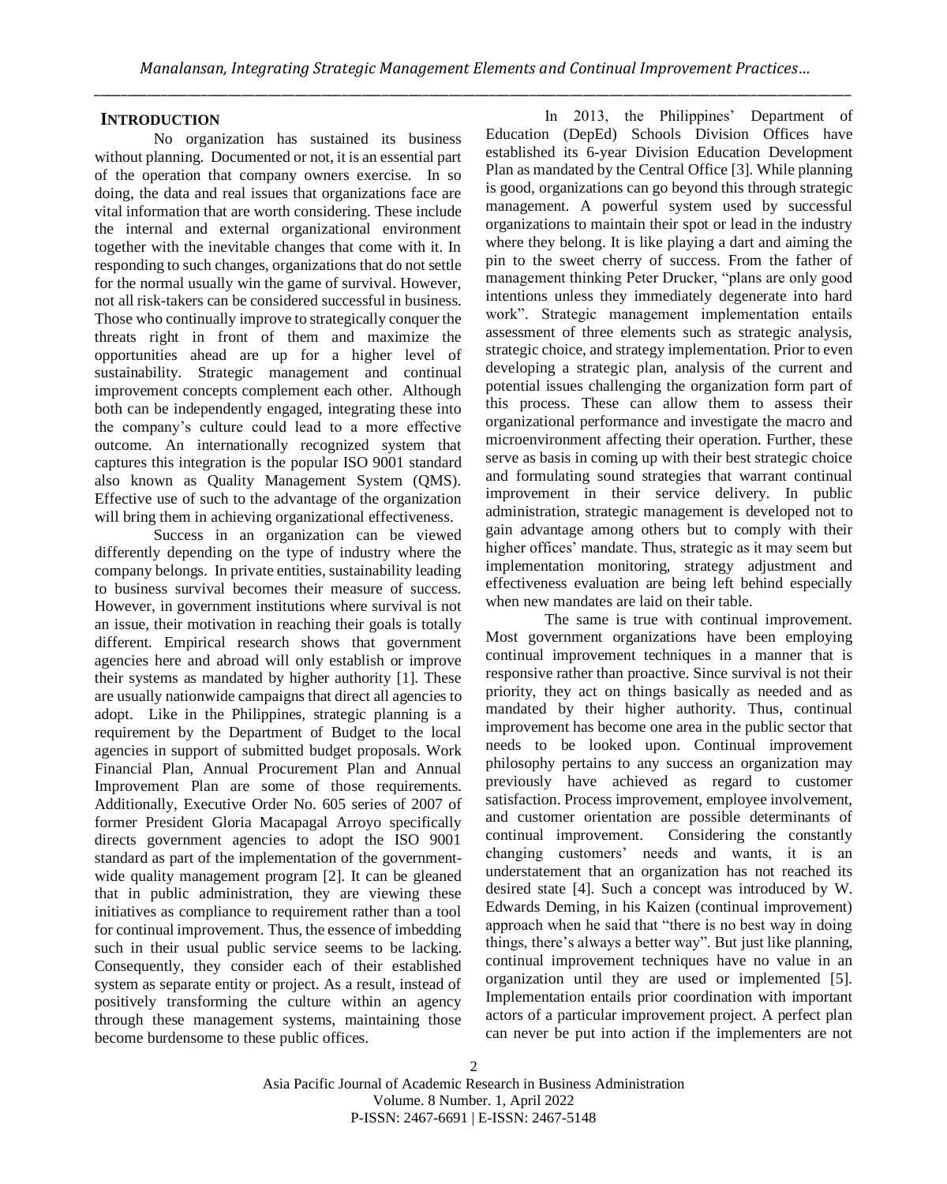## INTRODUCTION

No organization has sustained its business without planning. Documented or not, it is an essential part of the operation that company owners exercise. In so doing, the data and real issues that organizations face are vital information that are worth considering. These include the internal and external organizational environment together with the inevitable changes that come with it. In responding to such changes, organizations that do not settle for the normal usually win the game of survival. However, not all risk-takers can be considered successful in business. Those who continually improve to strategically conquer the threats right in front of them and maximize the opportunities ahead are up for a higher level of sustainability. Strategic management and continual improvement concepts complement each other. Although both can be independently engaged, integrating these into the company's culture could lead to a more effective outcome. An internationally recognized system that captures this integration is the popular ISO 9001 standard also known as Quality Management System (QMS). Effective use of such to the advantage of the organization will bring them in achieving organizational effectiveness.

Success in an organization can be viewed differently depending on the type of industry where the company belongs. In private entities, sustainability leading to business survival becomes their measure of success. However, in government institutions where survival is not an issue, their motivation in reaching their goals is totally different. Empirical research shows that government agencies here and abroad will only establish or improve their systems as mandated by higher authority [1]. These are usually nationwide campaigns that direct all agencies to adopt. Like in the Philippines, strategic planning is a requirement by the Department of Budget to the local agencies in support of submitted budget proposals. Work Financial Plan, Annual Procurement Plan and Annual Improvement Plan are some of those requirements. Additionally, Executive Order No. 605 series of 2007 of former President Gloria Macapagal Arroyo specifically directs government agencies to adopt the ISO 9001 standard as part of the implementation of the government-wide quality management program [2]. It can be gleaned that in public administration, they are viewing these initiatives as compliance to requirement rather than a tool for continual improvement. Thus, the essence of imbedding such in their usual public service seems to be lacking. Consequently, they consider each of their established system as separate entity or project. As a result, instead of positively transforming the culture within an agency through these management systems, maintaining those become burdensome to these public offices.

In 2013, the Philippines' Department of Education (DepEd) Schools Division Offices have established its 6-year Division Education Development Plan as mandated by the Central Office [3]. While planning is good, organizations can go beyond this through strategic management. A powerful system used by successful organizations to maintain their spot or lead in the industry where they belong. It is like playing a dart and aiming the pin to the sweet cherry of success. From the father of management thinking Peter Drucker, "plans are only good intentions unless they immediately degenerate into hard work". Strategic management implementation entails assessment of three elements such as strategic analysis, strategic choice, and strategy implementation. Prior to even developing a strategic plan, analysis of the current and potential issues challenging the organization form part of this process. These can allow them to assess their organizational performance and investigate the macro and microenvironment affecting their operation. Further, these serve as basis in coming up with their best strategic choice and formulating sound strategies that warrant continual improvement in their service delivery. In public administration, strategic management is developed not to gain advantage among others but to comply with their higher offices' mandate. Thus, strategic as it may seem but implementation monitoring, strategy adjustment and effectiveness evaluation are being left behind especially when new mandates are laid on their table.

The same is true with continual improvement. Most government organizations have been employing continual improvement techniques in a manner that is responsive rather than proactive. Since survival is not their priority, they act on things basically as needed and as mandated by their higher authority. Thus, continual improvement has become one area in the public sector that needs to be looked upon. Continual improvement philosophy pertains to any success an organization may previously have achieved as regard to customer satisfaction. Process improvement, employee involvement, and customer orientation are possible determinants of continual improvement. Considering the constantly changing customers' needs and wants, it is an understatement that an organization has not reached its desired state [4]. Such a concept was introduced by W. Edwards Deming, in his Kaizen (continual improvement) approach when he said that "there is no best way in doing things, there's always a better way". But just like planning, continual improvement techniques have no value in an organization until they are used or implemented [5]. Implementation entails prior coordination with important actors of a particular improvement project. A perfect plan can never be put into action if the implementers are not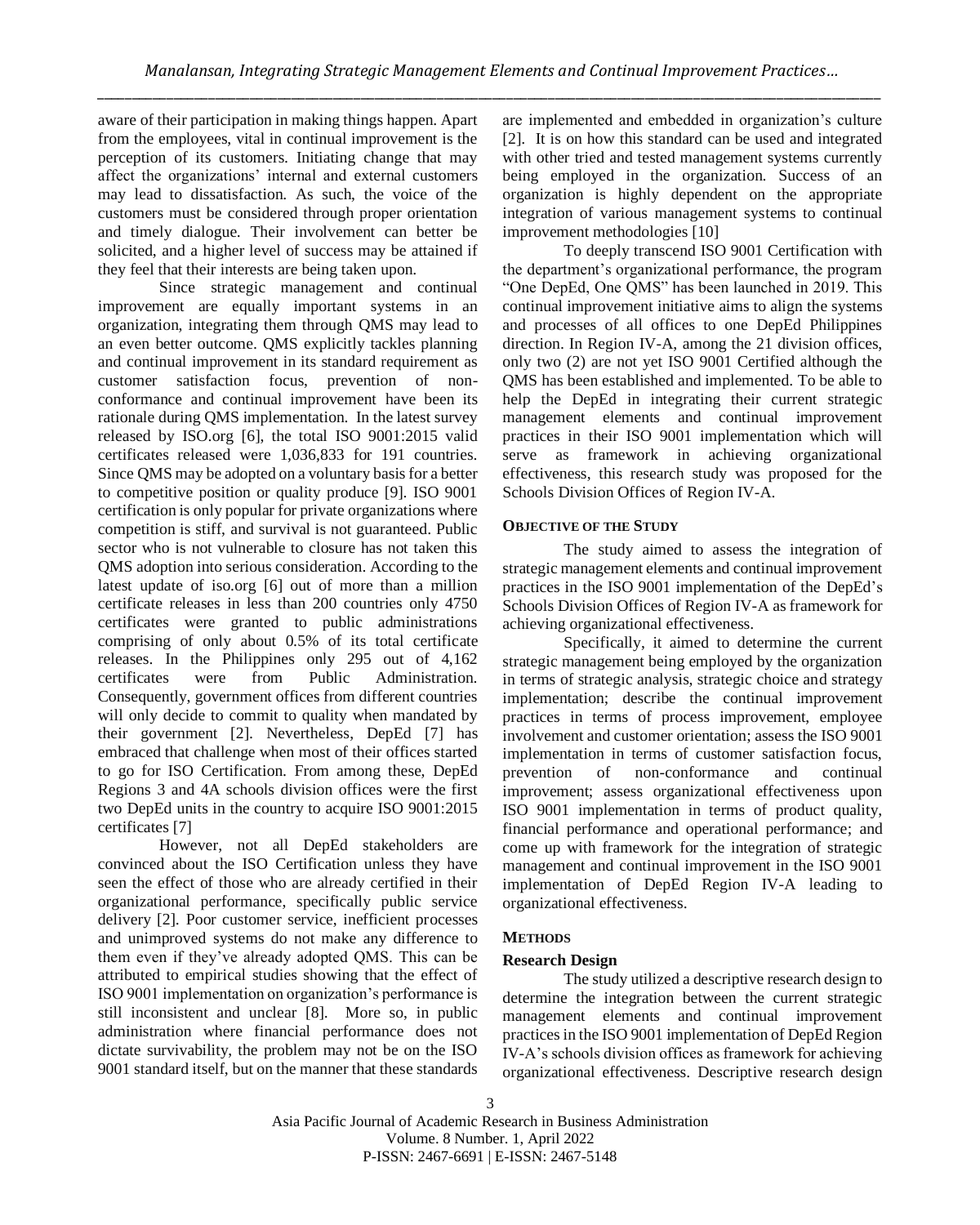aware of their participation in making things happen. Apart from the employees, vital in continual improvement is the perception of its customers. Initiating change that may affect the organizations' internal and external customers may lead to dissatisfaction. As such, the voice of the customers must be considered through proper orientation and timely dialogue. Their involvement can better be solicited, and a higher level of success may be attained if they feel that their interests are being taken upon.

Since strategic management and continual improvement are equally important systems in an organization, integrating them through QMS may lead to an even better outcome. QMS explicitly tackles planning and continual improvement in its standard requirement as customer satisfaction focus, prevention of non-conformance and continual improvement have been its rationale during QMS implementation. In the latest survey released by ISO.org [6], the total ISO 9001:2015 valid certificates released were 1,036,833 for 191 countries. Since QMS may be adopted on a voluntary basis for a better to competitive position or quality produce [9]. ISO 9001 certification is only popular for private organizations where competition is stiff, and survival is not guaranteed. Public sector who is not vulnerable to closure has not taken this QMS adoption into serious consideration. According to the latest update of iso.org [6] out of more than a million certificate releases in less than 200 countries only 4750 certificates were granted to public administrations comprising of only about 0.5% of its total certificate releases. In the Philippines only 295 out of 4,162 certificates were from Public Administration. Consequently, government offices from different countries will only decide to commit to quality when mandated by their government [2]. Nevertheless, DepEd [7] has embraced that challenge when most of their offices started to go for ISO Certification. From among these, DepEd Regions 3 and 4A schools division offices were the first two DepEd units in the country to acquire ISO 9001:2015 certificates [7]

However, not all DepEd stakeholders are convinced about the ISO Certification unless they have seen the effect of those who are already certified in their organizational performance, specifically public service delivery [2]. Poor customer service, inefficient processes and unimproved systems do not make any difference to them even if they've already adopted QMS. This can be attributed to empirical studies showing that the effect of ISO 9001 implementation on organization's performance is still inconsistent and unclear [8]. More so, in public administration where financial performance does not dictate survivability, the problem may not be on the ISO 9001 standard itself, but on the manner that these standards are implemented and embedded in organization's culture [2]. It is on how this standard can be used and integrated with other tried and tested management systems currently being employed in the organization. Success of an organization is highly dependent on the appropriate integration of various management systems to continual improvement methodologies [10]

To deeply transcend ISO 9001 Certification with the department's organizational performance, the program "One DepEd, One QMS" has been launched in 2019. This continual improvement initiative aims to align the systems and processes of all offices to one DepEd Philippines direction. In Region IV-A, among the 21 division offices, only two (2) are not yet ISO 9001 Certified although the QMS has been established and implemented. To be able to help the DepEd in integrating their current strategic management elements and continual improvement practices in their ISO 9001 implementation which will serve as framework in achieving organizational effectiveness, this research study was proposed for the Schools Division Offices of Region IV-A.

## OBJECTIVE OF THE STUDY

The study aimed to assess the integration of strategic management elements and continual improvement practices in the ISO 9001 implementation of the DepEd's Schools Division Offices of Region IV-A as framework for achieving organizational effectiveness.

Specifically, it aimed to determine the current strategic management being employed by the organization in terms of strategic analysis, strategic choice and strategy implementation; describe the continual improvement practices in terms of process improvement, employee involvement and customer orientation; assess the ISO 9001 implementation in terms of customer satisfaction focus, prevention of non-conformance and continual improvement; assess organizational effectiveness upon ISO 9001 implementation in terms of product quality, financial performance and operational performance; and come up with framework for the integration of strategic management and continual improvement in the ISO 9001 implementation of DepEd Region IV-A leading to organizational effectiveness.

## METHODS

### Research Design

The study utilized a descriptive research design to determine the integration between the current strategic management elements and continual improvement practices in the ISO 9001 implementation of DepEd Region IV-A's schools division offices as framework for achieving organizational effectiveness. Descriptive research design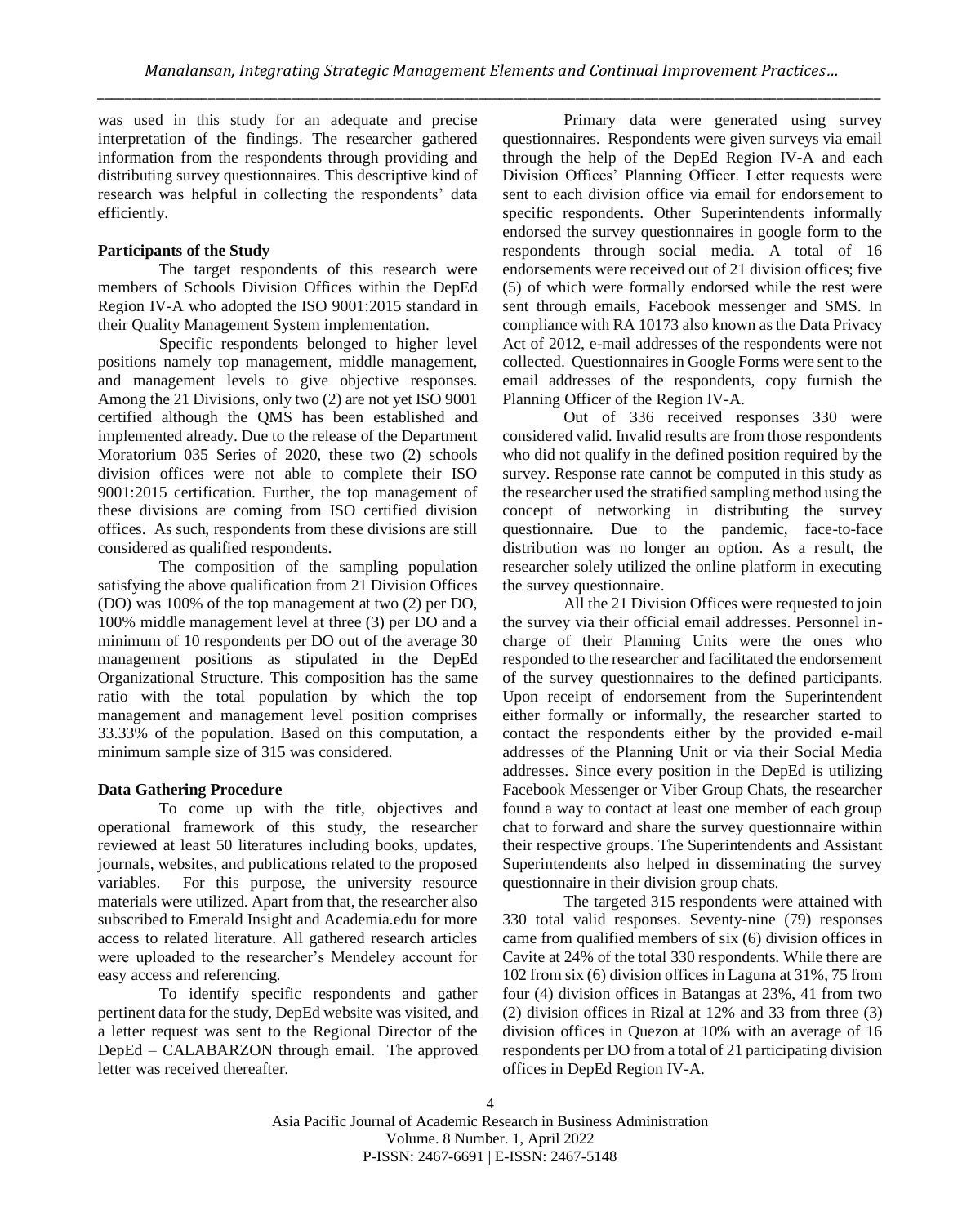was used in this study for an adequate and precise interpretation of the findings. The researcher gathered information from the respondents through providing and distributing survey questionnaires. This descriptive kind of research was helpful in collecting the respondents' data efficiently.

**Participants of the Study**

The target respondents of this research were members of Schools Division Offices within the DepEd Region IV-A who adopted the ISO 9001:2015 standard in their Quality Management System implementation.

Specific respondents belonged to higher level positions namely top management, middle management, and management levels to give objective responses. Among the 21 Divisions, only two (2) are not yet ISO 9001 certified although the QMS has been established and implemented already. Due to the release of the Department Moratorium 035 Series of 2020, these two (2) schools division offices were not able to complete their ISO 9001:2015 certification. Further, the top management of these divisions are coming from ISO certified division offices. As such, respondents from these divisions are still considered as qualified respondents.

The composition of the sampling population satisfying the above qualification from 21 Division Offices (DO) was 100% of the top management at two (2) per DO, 100% middle management level at three (3) per DO and a minimum of 10 respondents per DO out of the average 30 management positions as stipulated in the DepEd Organizational Structure. This composition has the same ratio with the total population by which the top management and management level position comprises 33.33% of the population. Based on this computation, a minimum sample size of 315 was considered.

**Data Gathering Procedure**

To come up with the title, objectives and operational framework of this study, the researcher reviewed at least 50 literatures including books, updates, journals, websites, and publications related to the proposed variables. For this purpose, the university resource materials were utilized. Apart from that, the researcher also subscribed to Emerald Insight and Academia.edu for more access to related literature. All gathered research articles were uploaded to the researcher's Mendeley account for easy access and referencing.

To identify specific respondents and gather pertinent data for the study, DepEd website was visited, and a letter request was sent to the Regional Director of the DepEd – CALABARZON through email. The approved letter was received thereafter.

Primary data were generated using survey questionnaires. Respondents were given surveys via email through the help of the DepEd Region IV-A and each Division Offices' Planning Officer. Letter requests were sent to each division office via email for endorsement to specific respondents. Other Superintendents informally endorsed the survey questionnaires in google form to the respondents through social media. A total of 16 endorsements were received out of 21 division offices; five (5) of which were formally endorsed while the rest were sent through emails, Facebook messenger and SMS. In compliance with RA 10173 also known as the Data Privacy Act of 2012, e-mail addresses of the respondents were not collected. Questionnaires in Google Forms were sent to the email addresses of the respondents, copy furnish the Planning Officer of the Region IV-A.

Out of 336 received responses 330 were considered valid. Invalid results are from those respondents who did not qualify in the defined position required by the survey. Response rate cannot be computed in this study as the researcher used the stratified sampling method using the concept of networking in distributing the survey questionnaire. Due to the pandemic, face-to-face distribution was no longer an option. As a result, the researcher solely utilized the online platform in executing the survey questionnaire.

All the 21 Division Offices were requested to join the survey via their official email addresses. Personnel in-charge of their Planning Units were the ones who responded to the researcher and facilitated the endorsement of the survey questionnaires to the defined participants. Upon receipt of endorsement from the Superintendent either formally or informally, the researcher started to contact the respondents either by the provided e-mail addresses of the Planning Unit or via their Social Media addresses. Since every position in the DepEd is utilizing Facebook Messenger or Viber Group Chats, the researcher found a way to contact at least one member of each group chat to forward and share the survey questionnaire within their respective groups. The Superintendents and Assistant Superintendents also helped in disseminating the survey questionnaire in their division group chats.

The targeted 315 respondents were attained with 330 total valid responses. Seventy-nine (79) responses came from qualified members of six (6) division offices in Cavite at 24% of the total 330 respondents. While there are 102 from six (6) division offices in Laguna at 31%, 75 from four (4) division offices in Batangas at 23%, 41 from two (2) division offices in Rizal at 12% and 33 from three (3) division offices in Quezon at 10% with an average of 16 respondents per DO from a total of 21 participating division offices in DepEd Region IV-A.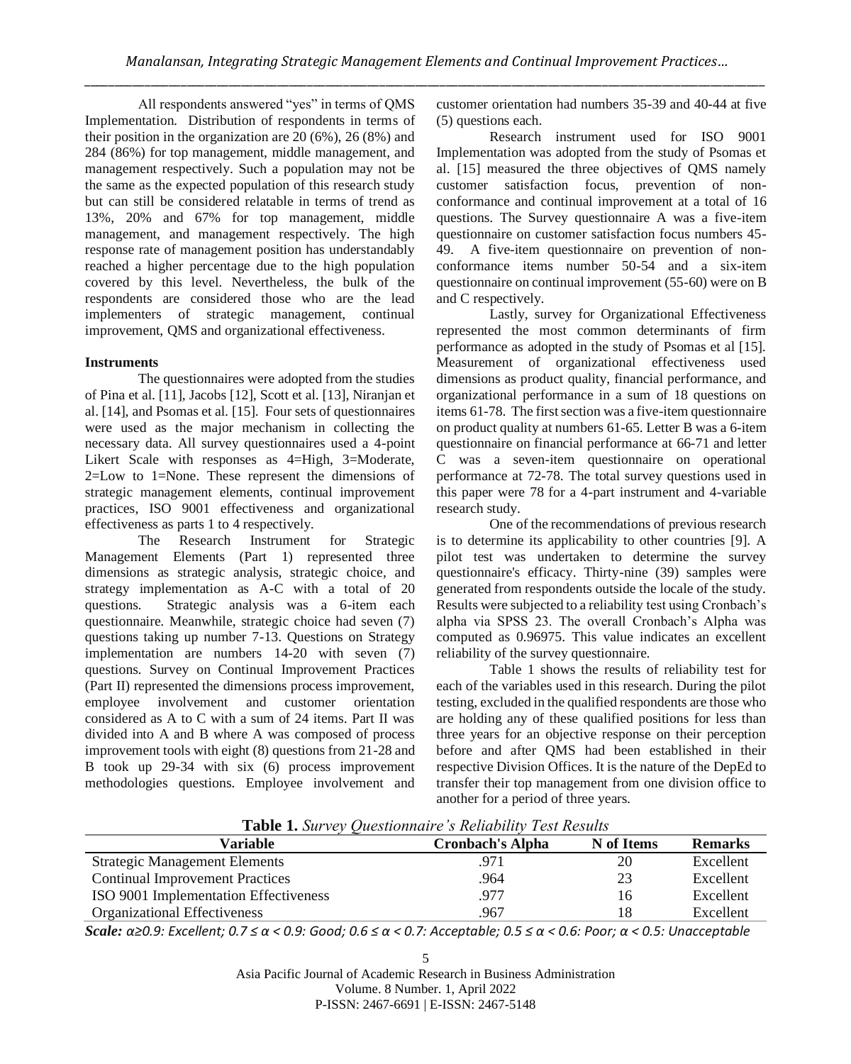All respondents answered "yes" in terms of QMS Implementation. Distribution of respondents in terms of their position in the organization are 20 (6%), 26 (8%) and 284 (86%) for top management, middle management, and management respectively. Such a population may not be the same as the expected population of this research study but can still be considered relatable in terms of trend as 13%, 20% and 67% for top management, middle management, and management respectively. The high response rate of management position has understandably reached a higher percentage due to the high population covered by this level. Nevertheless, the bulk of the respondents are considered those who are the lead implementers of strategic management, continual improvement, QMS and organizational effectiveness.

**Instruments**

The questionnaires were adopted from the studies of Pina et al. [11], Jacobs [12], Scott et al. [13], Niranjan et al. [14], and Psomas et al. [15]. Four sets of questionnaires were used as the major mechanism in collecting the necessary data. All survey questionnaires used a 4-point Likert Scale with responses as 4=High, 3=Moderate, 2=Low to 1=None. These represent the dimensions of strategic management elements, continual improvement practices, ISO 9001 effectiveness and organizational effectiveness as parts 1 to 4 respectively.

The Research Instrument for Strategic Management Elements (Part 1) represented three dimensions as strategic analysis, strategic choice, and strategy implementation as A-C with a total of 20 questions. Strategic analysis was a 6-item each questionnaire. Meanwhile, strategic choice had seven (7) questions taking up number 7-13. Questions on Strategy implementation are numbers 14-20 with seven (7) questions. Survey on Continual Improvement Practices (Part II) represented the dimensions process improvement, employee involvement and customer orientation considered as A to C with a sum of 24 items. Part II was divided into A and B where A was composed of process improvement tools with eight (8) questions from 21-28 and B took up 29-34 with six (6) process improvement methodologies questions. Employee involvement and customer orientation had numbers 35-39 and 40-44 at five (5) questions each.

Research instrument used for ISO 9001 Implementation was adopted from the study of Psomas et al. [15] measured the three objectives of QMS namely customer satisfaction focus, prevention of non-conformance and continual improvement at a total of 16 questions. The Survey questionnaire A was a five-item questionnaire on customer satisfaction focus numbers 45-49. A five-item questionnaire on prevention of non-conformance items number 50-54 and a six-item questionnaire on continual improvement (55-60) were on B and C respectively.

Lastly, survey for Organizational Effectiveness represented the most common determinants of firm performance as adopted in the study of Psomas et al [15]. Measurement of organizational effectiveness used dimensions as product quality, financial performance, and organizational performance in a sum of 18 questions on items 61-78. The first section was a five-item questionnaire on product quality at numbers 61-65. Letter B was a 6-item questionnaire on financial performance at 66-71 and letter C was a seven-item questionnaire on operational performance at 72-78. The total survey questions used in this paper were 78 for a 4-part instrument and 4-variable research study.

One of the recommendations of previous research is to determine its applicability to other countries [9]. A pilot test was undertaken to determine the survey questionnaire's efficacy. Thirty-nine (39) samples were generated from respondents outside the locale of the study. Results were subjected to a reliability test using Cronbach's alpha via SPSS 23. The overall Cronbach's Alpha was computed as 0.96975. This value indicates an excellent reliability of the survey questionnaire.

Table 1 shows the results of reliability test for each of the variables used in this research. During the pilot testing, excluded in the qualified respondents are those who are holding any of these qualified positions for less than three years for an objective response on their perception before and after QMS had been established in their respective Division Offices. It is the nature of the DepEd to transfer their top management from one division office to another for a period of three years.

**Table 1.** *Survey Questionnaire's Reliability Test Results*

| Variable | Cronbach's Alpha | N of Items | Remarks |
|---|---|---|---|
| Strategic Management Elements | .971 | 20 | Excellent |
| Continual Improvement Practices | .964 | 23 | Excellent |
| ISO 9001 Implementation Effectiveness | .977 | 16 | Excellent |
| Organizational Effectiveness | .967 | 18 | Excellent |

***Scale:** $\alpha \geq 0.9$: Excellent; $0.7 \leq \alpha < 0.9$: Good; $0.6 \leq \alpha < 0.7$: Acceptable; $0.5 \leq \alpha < 0.6$: Poor; $\alpha < 0.5$: Unacceptable*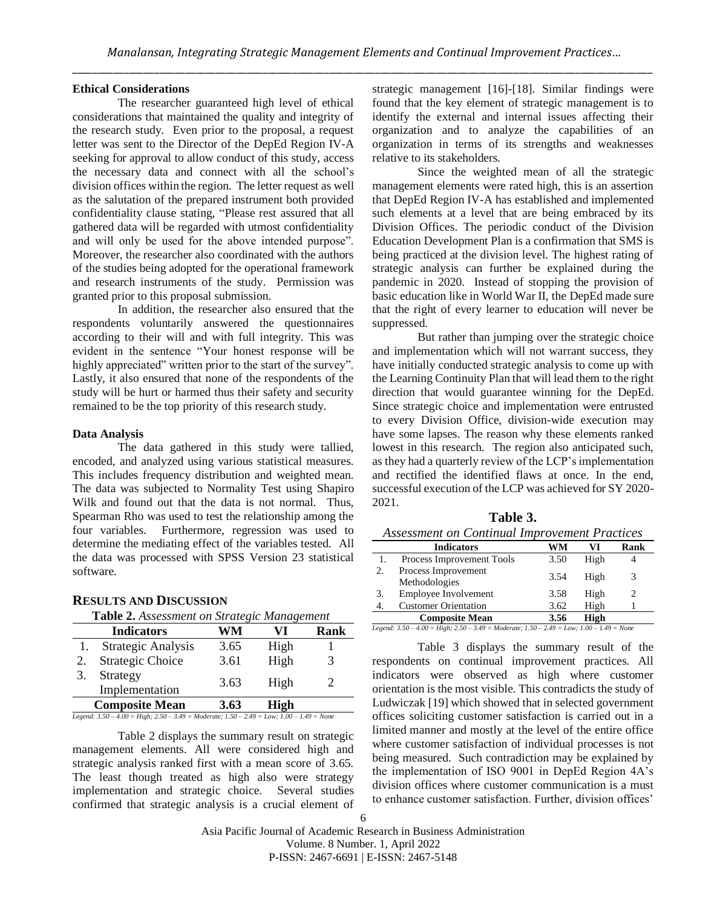**Ethical Considerations**

The researcher guaranteed high level of ethical considerations that maintained the quality and integrity of the research study. Even prior to the proposal, a request letter was sent to the Director of the DepEd Region IV-A seeking for approval to allow conduct of this study, access the necessary data and connect with all the school's division offices within the region. The letter request as well as the salutation of the prepared instrument both provided confidentiality clause stating, "Please rest assured that all gathered data will be regarded with utmost confidentiality and will only be used for the above intended purpose". Moreover, the researcher also coordinated with the authors of the studies being adopted for the operational framework and research instruments of the study. Permission was granted prior to this proposal submission.

In addition, the researcher also ensured that the respondents voluntarily answered the questionnaires according to their will and with full integrity. This was evident in the sentence "Your honest response will be highly appreciated" written prior to the start of the survey". Lastly, it also ensured that none of the respondents of the study will be hurt or harmed thus their safety and security remained to be the top priority of this research study.

**Data Analysis**

The data gathered in this study were tallied, encoded, and analyzed using various statistical measures. This includes frequency distribution and weighted mean. The data was subjected to Normality Test using Shapiro Wilk and found out that the data is not normal. Thus, Spearman Rho was used to test the relationship among the four variables. Furthermore, regression was used to determine the mediating effect of the variables tested. All the data was processed with SPSS Version 23 statistical software.

## RESULTS AND DISCUSSION

**Table 2.** *Assessment on Strategic Management*

| | Indicators | WM | VI | Rank |
|---|---|---|---|---|
| 1. | Strategic Analysis | 3.65 | High | 1 |
| 2. | Strategic Choice | 3.61 | High | 3 |
| 3. | Strategy Implementation | 3.63 | High | 2 |
| | **Composite Mean** | **3.63** | **High** | |

*Legend: 3.50 – 4.00 = High; 2.50 – 3.49 = Moderate; 1.50 – 2.49 = Low; 1.00 – 1.49 = None*

Table 2 displays the summary result on strategic management elements. All were considered high and strategic analysis ranked first with a mean score of 3.65. The least though treated as high also were strategy implementation and strategic choice. Several studies confirmed that strategic analysis is a crucial element of strategic management [16]-[18]. Similar findings were found that the key element of strategic management is to identify the external and internal issues affecting their organization and to analyze the capabilities of an organization in terms of its strengths and weaknesses relative to its stakeholders.

Since the weighted mean of all the strategic management elements were rated high, this is an assertion that DepEd Region IV-A has established and implemented such elements at a level that are being embraced by its Division Offices. The periodic conduct of the Division Education Development Plan is a confirmation that SMS is being practiced at the division level. The highest rating of strategic analysis can further be explained during the pandemic in 2020. Instead of stopping the provision of basic education like in World War II, the DepEd made sure that the right of every learner to education will never be suppressed.

But rather than jumping over the strategic choice and implementation which will not warrant success, they have initially conducted strategic analysis to come up with the Learning Continuity Plan that will lead them to the right direction that would guarantee winning for the DepEd. Since strategic choice and implementation were entrusted to every Division Office, division-wide execution may have some lapses. The reason why these elements ranked lowest in this research. The region also anticipated such, as they had a quarterly review of the LCP's implementation and rectified the identified flaws at once. In the end, successful execution of the LCP was achieved for SY 2020-2021.

**Table 3.**
*Assessment on Continual Improvement Practices*

| | Indicators | WM | VI | Rank |
|---|---|---|---|---|
| 1. | Process Improvement Tools | 3.50 | High | 4 |
| 2. | Process Improvement Methodologies | 3.54 | High | 3 |
| 3. | Employee Involvement | 3.58 | High | 2 |
| 4. | Customer Orientation | 3.62 | High | 1 |
| | **Composite Mean** | **3.56** | **High** | |

*Legend: 3.50 – 4.00 = High; 2.50 – 3.49 = Moderate; 1.50 – 2.49 = Low; 1.00 – 1.49 = None*

Table 3 displays the summary result of the respondents on continual improvement practices. All indicators were observed as high where customer orientation is the most visible. This contradicts the study of Ludwiczak [19] which showed that in selected government offices soliciting customer satisfaction is carried out in a limited manner and mostly at the level of the entire office where customer satisfaction of individual processes is not being measured. Such contradiction may be explained by the implementation of ISO 9001 in DepEd Region 4A's division offices where customer communication is a must to enhance customer satisfaction. Further, division offices'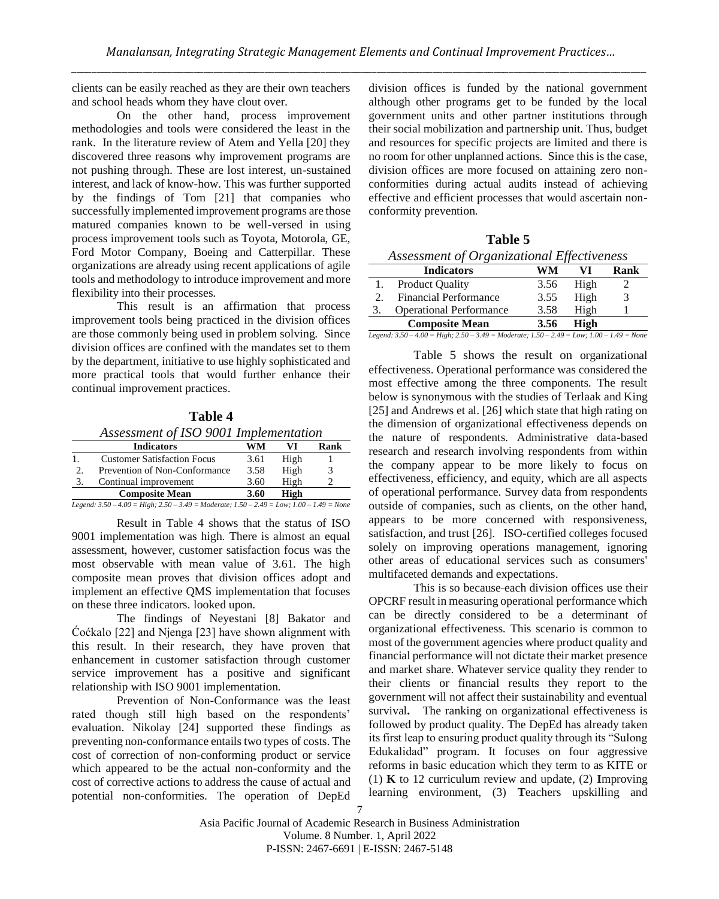clients can be easily reached as they are their own teachers and school heads whom they have clout over.

On the other hand, process improvement methodologies and tools were considered the least in the rank. In the literature review of Atem and Yella [20] they discovered three reasons why improvement programs are not pushing through. These are lost interest, un-sustained interest, and lack of know-how. This was further supported by the findings of Tom [21] that companies who successfully implemented improvement programs are those matured companies known to be well-versed in using process improvement tools such as Toyota, Motorola, GE, Ford Motor Company, Boeing and Catterpillar. These organizations are already using recent applications of agile tools and methodology to introduce improvement and more flexibility into their processes.

This result is an affirmation that process improvement tools being practiced in the division offices are those commonly being used in problem solving. Since division offices are confined with the mandates set to them by the department, initiative to use highly sophisticated and more practical tools that would further enhance their continual improvement practices.

**Table 4**

*Assessment of ISO 9001 Implementation*

| | Indicators | WM | VI | Rank |
|---|---|---|---|---|
| 1. | Customer Satisfaction Focus | 3.61 | High | 1 |
| 2. | Prevention of Non-Conformance | 3.58 | High | 3 |
| 3. | Continual improvement | 3.60 | High | 2 |
| | **Composite Mean** | **3.60** | **High** | |

*Legend: 3.50 – 4.00 = High; 2.50 – 3.49 = Moderate; 1.50 – 2.49 = Low; 1.00 – 1.49 = None*

Result in Table 4 shows that the status of ISO 9001 implementation was high. There is almost an equal assessment, however, customer satisfaction focus was the most observable with mean value of 3.61. The high composite mean proves that division offices adopt and implement an effective QMS implementation that focuses on these three indicators. looked upon.

The findings of Neyestani [8] Bakator and Ćoćkalo [22] and Njenga [23] have shown alignment with this result. In their research, they have proven that enhancement in customer satisfaction through customer service improvement has a positive and significant relationship with ISO 9001 implementation.

Prevention of Non-Conformance was the least rated though still high based on the respondents' evaluation. Nikolay [24] supported these findings as preventing non-conformance entails two types of costs. The cost of correction of non-conforming product or service which appeared to be the actual non-conformity and the cost of corrective actions to address the cause of actual and potential non-conformities. The operation of DepEd division offices is funded by the national government although other programs get to be funded by the local government units and other partner institutions through their social mobilization and partnership unit. Thus, budget and resources for specific projects are limited and there is no room for other unplanned actions. Since this is the case, division offices are more focused on attaining zero non-conformities during actual audits instead of achieving effective and efficient processes that would ascertain non-conformity prevention.

**Table 5**

*Assessment of Organizational Effectiveness*

| | Indicators | WM | VI | Rank |
|---|---|---|---|---|
| 1. | Product Quality | 3.56 | High | 2 |
| 2. | Financial Performance | 3.55 | High | 3 |
| 3. | Operational Performance | 3.58 | High | 1 |
| | **Composite Mean** | **3.56** | **High** | |

*Legend: 3.50 – 4.00 = High; 2.50 – 3.49 = Moderate; 1.50 – 2.49 = Low; 1.00 – 1.49 = None*

Table 5 shows the result on organizational effectiveness. Operational performance was considered the most effective among the three components. The result below is synonymous with the studies of Terlaak and King [25] and Andrews et al. [26] which state that high rating on the dimension of organizational effectiveness depends on the nature of respondents. Administrative data-based research and research involving respondents from within the company appear to be more likely to focus on effectiveness, efficiency, and equity, which are all aspects of operational performance. Survey data from respondents outside of companies, such as clients, on the other hand, appears to be more concerned with responsiveness, satisfaction, and trust [26]. ISO-certified colleges focused solely on improving operations management, ignoring other areas of educational services such as consumers' multifaceted demands and expectations.

This is so because each division offices use their OPCRF result in measuring operational performance which can be directly considered to be a determinant of organizational effectiveness. This scenario is common to most of the government agencies where product quality and financial performance will not dictate their market presence and market share. Whatever service quality they render to their clients or financial results they report to the government will not affect their sustainability and eventual survival**.** The ranking on organizational effectiveness is followed by product quality. The DepEd has already taken its first leap to ensuring product quality through its "Sulong Edukalidad" program. It focuses on four aggressive reforms in basic education which they term to as KITE or (1) **K** to 12 curriculum review and update, (2) **I**mproving learning environment, (3) **T**eachers upskilling and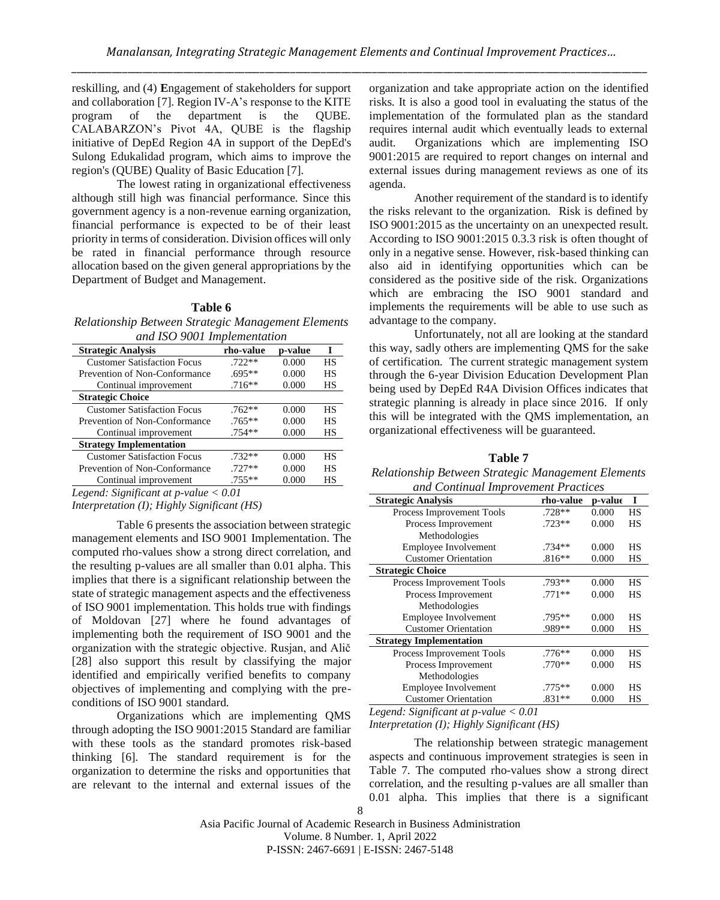reskilling, and (4) **E**ngagement of stakeholders for support and collaboration [7]. Region IV-A's response to the KITE program of the department is the QUBE. CALABARZON's Pivot 4A, QUBE is the flagship initiative of DepEd Region 4A in support of the DepEd's Sulong Edukalidad program, which aims to improve the region's (QUBE) Quality of Basic Education [7].

The lowest rating in organizational effectiveness although still high was financial performance. Since this government agency is a non-revenue earning organization, financial performance is expected to be of their least priority in terms of consideration. Division offices will only be rated in financial performance through resource allocation based on the given general appropriations by the Department of Budget and Management.

**Table 6**

*Relationship Between Strategic Management Elements and ISO 9001 Implementation*

| Strategic Analysis | rho-value | p-value | I |
|---|---|---|---|
| Customer Satisfaction Focus | .722** | 0.000 | HS |
| Prevention of Non-Conformance | .695** | 0.000 | HS |
| Continual improvement | .716** | 0.000 | HS |
| **Strategic Choice** | | | |
| Customer Satisfaction Focus | .762** | 0.000 | HS |
| Prevention of Non-Conformance | .765** | 0.000 | HS |
| Continual improvement | .754** | 0.000 | HS |
| **Strategy Implementation** | | | |
| Customer Satisfaction Focus | .732** | 0.000 | HS |
| Prevention of Non-Conformance | .727** | 0.000 | HS |
| Continual improvement | .755** | 0.000 | HS |

*Legend: Significant at p-value < 0.01*
*Interpretation (I); Highly Significant (HS)*

Table 6 presents the association between strategic management elements and ISO 9001 Implementation. The computed rho-values show a strong direct correlation, and the resulting p-values are all smaller than 0.01 alpha. This implies that there is a significant relationship between the state of strategic management aspects and the effectiveness of ISO 9001 implementation. This holds true with findings of Moldovan [27] where he found advantages of implementing both the requirement of ISO 9001 and the organization with the strategic objective. Rusjan, and Alič [28] also support this result by classifying the major identified and empirically verified benefits to company objectives of implementing and complying with the pre-conditions of ISO 9001 standard.

Organizations which are implementing QMS through adopting the ISO 9001:2015 Standard are familiar with these tools as the standard promotes risk-based thinking [6]. The standard requirement is for the organization to determine the risks and opportunities that are relevant to the internal and external issues of the organization and take appropriate action on the identified risks. It is also a good tool in evaluating the status of the implementation of the formulated plan as the standard requires internal audit which eventually leads to external audit. Organizations which are implementing ISO 9001:2015 are required to report changes on internal and external issues during management reviews as one of its agenda.

Another requirement of the standard is to identify the risks relevant to the organization. Risk is defined by ISO 9001:2015 as the uncertainty on an unexpected result. According to ISO 9001:2015 0.3.3 risk is often thought of only in a negative sense. However, risk-based thinking can also aid in identifying opportunities which can be considered as the positive side of the risk. Organizations which are embracing the ISO 9001 standard and implements the requirements will be able to use such as advantage to the company.

Unfortunately, not all are looking at the standard this way, sadly others are implementing QMS for the sake of certification. The current strategic management system through the 6-year Division Education Development Plan being used by DepEd R4A Division Offices indicates that strategic planning is already in place since 2016. If only this will be integrated with the QMS implementation, an organizational effectiveness will be guaranteed.

**Table 7**

*Relationship Between Strategic Management Elements and Continual Improvement Practices*

| Strategic Analysis | rho-value | p-value | I |
|---|---|---|---|
| Process Improvement Tools | .728** | 0.000 | HS |
| Process Improvement Methodologies | .723** | 0.000 | HS |
| Employee Involvement | .734** | 0.000 | HS |
| Customer Orientation | .816** | 0.000 | HS |
| **Strategic Choice** | | | |
| Process Improvement Tools | .793** | 0.000 | HS |
| Process Improvement Methodologies | .771** | 0.000 | HS |
| Employee Involvement | .795** | 0.000 | HS |
| Customer Orientation | .989** | 0.000 | HS |
| **Strategy Implementation** | | | |
| Process Improvement Tools | .776** | 0.000 | HS |
| Process Improvement Methodologies | .770** | 0.000 | HS |
| Employee Involvement | .775** | 0.000 | HS |
| Customer Orientation | .831** | 0.000 | HS |

*Legend: Significant at p-value < 0.01*
*Interpretation (I); Highly Significant (HS)*

The relationship between strategic management aspects and continuous improvement strategies is seen in Table 7. The computed rho-values show a strong direct correlation, and the resulting p-values are all smaller than 0.01 alpha. This implies that there is a significant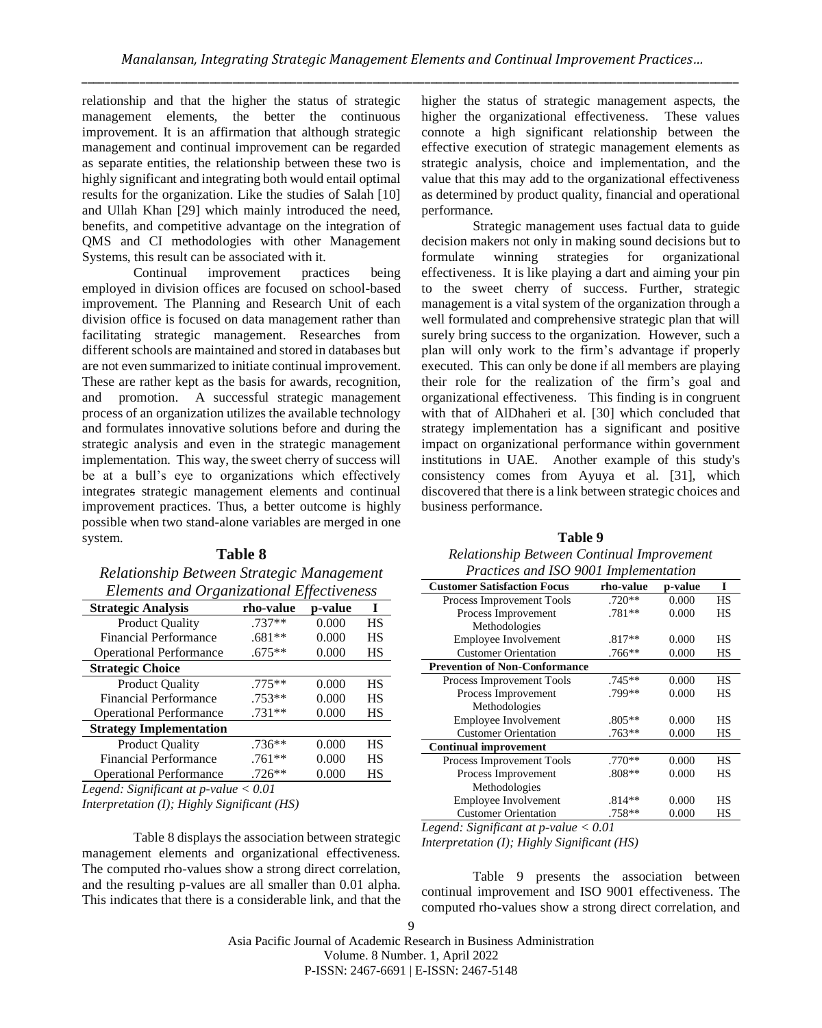relationship and that the higher the status of strategic management elements, the better the continuous improvement. It is an affirmation that although strategic management and continual improvement can be regarded as separate entities, the relationship between these two is highly significant and integrating both would entail optimal results for the organization. Like the studies of Salah [10] and Ullah Khan [29] which mainly introduced the need, benefits, and competitive advantage on the integration of QMS and CI methodologies with other Management Systems, this result can be associated with it.

Continual improvement practices being employed in division offices are focused on school-based improvement. The Planning and Research Unit of each division office is focused on data management rather than facilitating strategic management. Researches from different schools are maintained and stored in databases but are not even summarized to initiate continual improvement. These are rather kept as the basis for awards, recognition, and promotion. A successful strategic management process of an organization utilizes the available technology and formulates innovative solutions before and during the strategic analysis and even in the strategic management implementation. This way, the sweet cherry of success will be at a bull's eye to organizations which effectively integrates strategic management elements and continual improvement practices. Thus, a better outcome is highly possible when two stand-alone variables are merged in one system.

**Table 8**

*Relationship Between Strategic Management Elements and Organizational Effectiveness*

| Strategic Analysis | rho-value | p-value | I |
|---|---|---|---|
| Product Quality | .737** | 0.000 | HS |
| Financial Performance | .681** | 0.000 | HS |
| Operational Performance | .675** | 0.000 | HS |
| **Strategic Choice** | | | |
| Product Quality | .775** | 0.000 | HS |
| Financial Performance | .753** | 0.000 | HS |
| Operational Performance | .731** | 0.000 | HS |
| **Strategy Implementation** | | | |
| Product Quality | .736** | 0.000 | HS |
| Financial Performance | .761** | 0.000 | HS |
| Operational Performance | .726** | 0.000 | HS |

*Legend: Significant at p-value < 0.01*
*Interpretation (I); Highly Significant (HS)*

Table 8 displays the association between strategic management elements and organizational effectiveness. The computed rho-values show a strong direct correlation, and the resulting p-values are all smaller than 0.01 alpha. This indicates that there is a considerable link, and that the higher the status of strategic management aspects, the higher the organizational effectiveness. These values connote a high significant relationship between the effective execution of strategic management elements as strategic analysis, choice and implementation, and the value that this may add to the organizational effectiveness as determined by product quality, financial and operational performance.

Strategic management uses factual data to guide decision makers not only in making sound decisions but to formulate winning strategies for organizational effectiveness. It is like playing a dart and aiming your pin to the sweet cherry of success. Further, strategic management is a vital system of the organization through a well formulated and comprehensive strategic plan that will surely bring success to the organization. However, such a plan will only work to the firm's advantage if properly executed. This can only be done if all members are playing their role for the realization of the firm's goal and organizational effectiveness. This finding is in congruent with that of AlDhaheri et al. [30] which concluded that strategy implementation has a significant and positive impact on organizational performance within government institutions in UAE. Another example of this study's consistency comes from Ayuya et al. [31], which discovered that there is a link between strategic choices and business performance.

**Table 9**

*Relationship Between Continual Improvement Practices and ISO 9001 Implementation*

| Customer Satisfaction Focus | rho-value | p-value | I |
|---|---|---|---|
| Process Improvement Tools | .720** | 0.000 | HS |
| Process Improvement Methodologies | .781** | 0.000 | HS |
| Employee Involvement | .817** | 0.000 | HS |
| Customer Orientation | .766** | 0.000 | HS |
| **Prevention of Non-Conformance** | | | |
| Process Improvement Tools | .745** | 0.000 | HS |
| Process Improvement Methodologies | .799** | 0.000 | HS |
| Employee Involvement | .805** | 0.000 | HS |
| Customer Orientation | .763** | 0.000 | HS |
| **Continual improvement** | | | |
| Process Improvement Tools | .770** | 0.000 | HS |
| Process Improvement Methodologies | .808** | 0.000 | HS |
| Employee Involvement | .814** | 0.000 | HS |
| Customer Orientation | .758** | 0.000 | HS |

*Legend: Significant at p-value < 0.01*
*Interpretation (I); Highly Significant (HS)*

Table 9 presents the association between continual improvement and ISO 9001 effectiveness. The computed rho-values show a strong direct correlation, and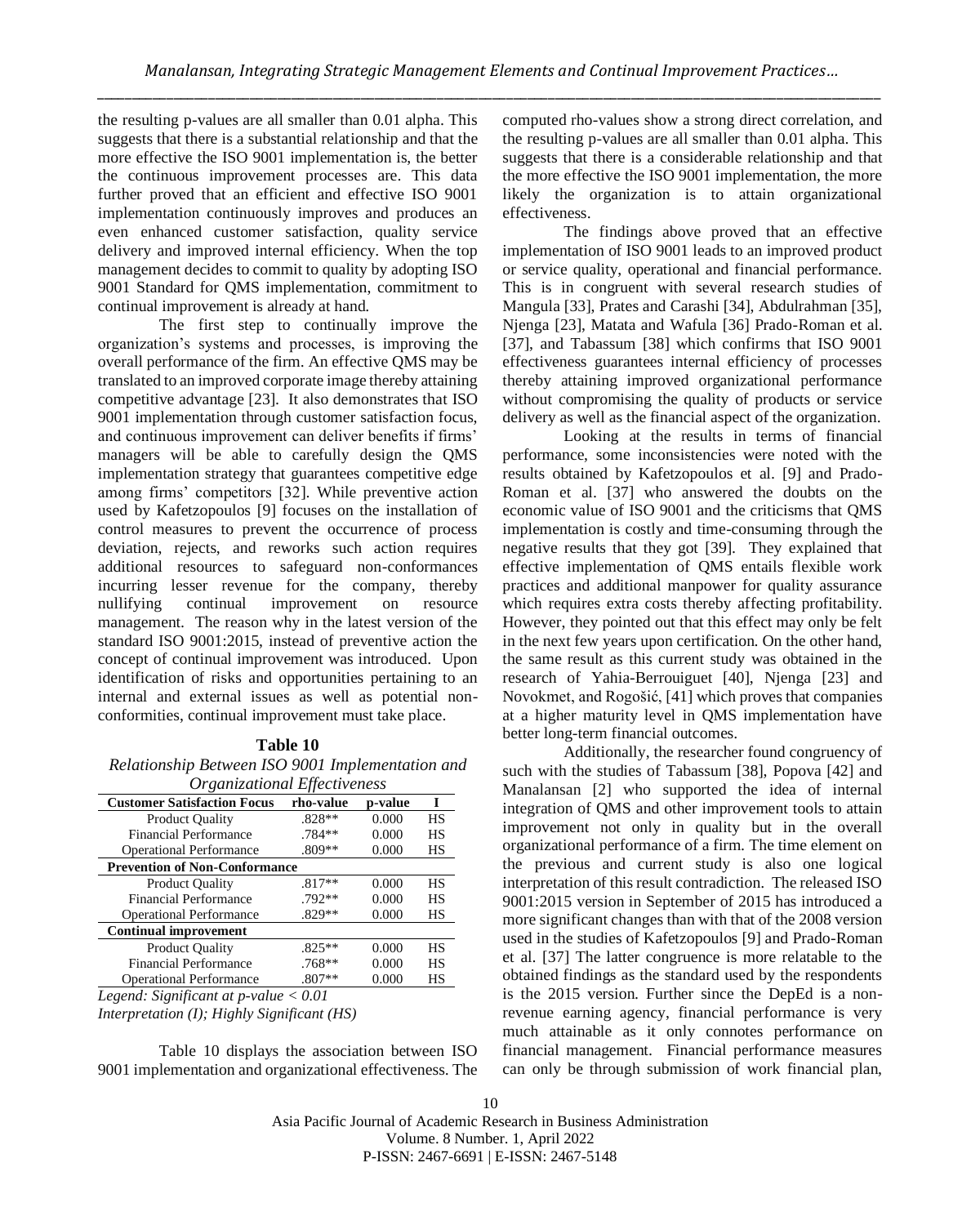the resulting p-values are all smaller than 0.01 alpha. This suggests that there is a substantial relationship and that the more effective the ISO 9001 implementation is, the better the continuous improvement processes are. This data further proved that an efficient and effective ISO 9001 implementation continuously improves and produces an even enhanced customer satisfaction, quality service delivery and improved internal efficiency. When the top management decides to commit to quality by adopting ISO 9001 Standard for QMS implementation, commitment to continual improvement is already at hand.

The first step to continually improve the organization's systems and processes, is improving the overall performance of the firm. An effective QMS may be translated to an improved corporate image thereby attaining competitive advantage [23]. It also demonstrates that ISO 9001 implementation through customer satisfaction focus, and continuous improvement can deliver benefits if firms' managers will be able to carefully design the QMS implementation strategy that guarantees competitive edge among firms' competitors [32]. While preventive action used by Kafetzopoulos [9] focuses on the installation of control measures to prevent the occurrence of process deviation, rejects, and reworks such action requires additional resources to safeguard non-conformances incurring lesser revenue for the company, thereby nullifying continual improvement on resource management. The reason why in the latest version of the standard ISO 9001:2015, instead of preventive action the concept of continual improvement was introduced. Upon identification of risks and opportunities pertaining to an internal and external issues as well as potential non-conformities, continual improvement must take place.

**Table 10**
*Relationship Between ISO 9001 Implementation and Organizational Effectiveness*

| Customer Satisfaction Focus | rho-value | p-value | I |
|---|---|---|---|
| Product Quality | .828** | 0.000 | HS |
| Financial Performance | .784** | 0.000 | HS |
| Operational Performance | .809** | 0.000 | HS |
| **Prevention of Non-Conformance** | | | |
| Product Quality | .817** | 0.000 | HS |
| Financial Performance | .792** | 0.000 | HS |
| Operational Performance | .829** | 0.000 | HS |
| **Continual improvement** | | | |
| Product Quality | .825** | 0.000 | HS |
| Financial Performance | .768** | 0.000 | HS |
| Operational Performance | .807** | 0.000 | HS |

*Legend: Significant at p-value < 0.01*
*Interpretation (I); Highly Significant (HS)*

Table 10 displays the association between ISO 9001 implementation and organizational effectiveness. The computed rho-values show a strong direct correlation, and the resulting p-values are all smaller than 0.01 alpha. This suggests that there is a considerable relationship and that the more effective the ISO 9001 implementation, the more likely the organization is to attain organizational effectiveness.

The findings above proved that an effective implementation of ISO 9001 leads to an improved product or service quality, operational and financial performance. This is in congruent with several research studies of Mangula [33], Prates and Carashi [34], Abdulrahman [35], Njenga [23], Matata and Wafula [36] Prado-Roman et al. [37], and Tabassum [38] which confirms that ISO 9001 effectiveness guarantees internal efficiency of processes thereby attaining improved organizational performance without compromising the quality of products or service delivery as well as the financial aspect of the organization.

Looking at the results in terms of financial performance, some inconsistencies were noted with the results obtained by Kafetzopoulos et al. [9] and Prado-Roman et al. [37] who answered the doubts on the economic value of ISO 9001 and the criticisms that QMS implementation is costly and time-consuming through the negative results that they got [39]. They explained that effective implementation of QMS entails flexible work practices and additional manpower for quality assurance which requires extra costs thereby affecting profitability. However, they pointed out that this effect may only be felt in the next few years upon certification. On the other hand, the same result as this current study was obtained in the research of Yahia-Berrouiguet [40], Njenga [23] and Novokmet, and Rogošić, [41] which proves that companies at a higher maturity level in QMS implementation have better long-term financial outcomes.

Additionally, the researcher found congruency of such with the studies of Tabassum [38], Popova [42] and Manalansan [2] who supported the idea of internal integration of QMS and other improvement tools to attain improvement not only in quality but in the overall organizational performance of a firm. The time element on the previous and current study is also one logical interpretation of this result contradiction. The released ISO 9001:2015 version in September of 2015 has introduced a more significant changes than with that of the 2008 version used in the studies of Kafetzopoulos [9] and Prado-Roman et al. [37] The latter congruence is more relatable to the obtained findings as the standard used by the respondents is the 2015 version. Further since the DepEd is a non-revenue earning agency, financial performance is very much attainable as it only connotes performance on financial management. Financial performance measures can only be through submission of work financial plan,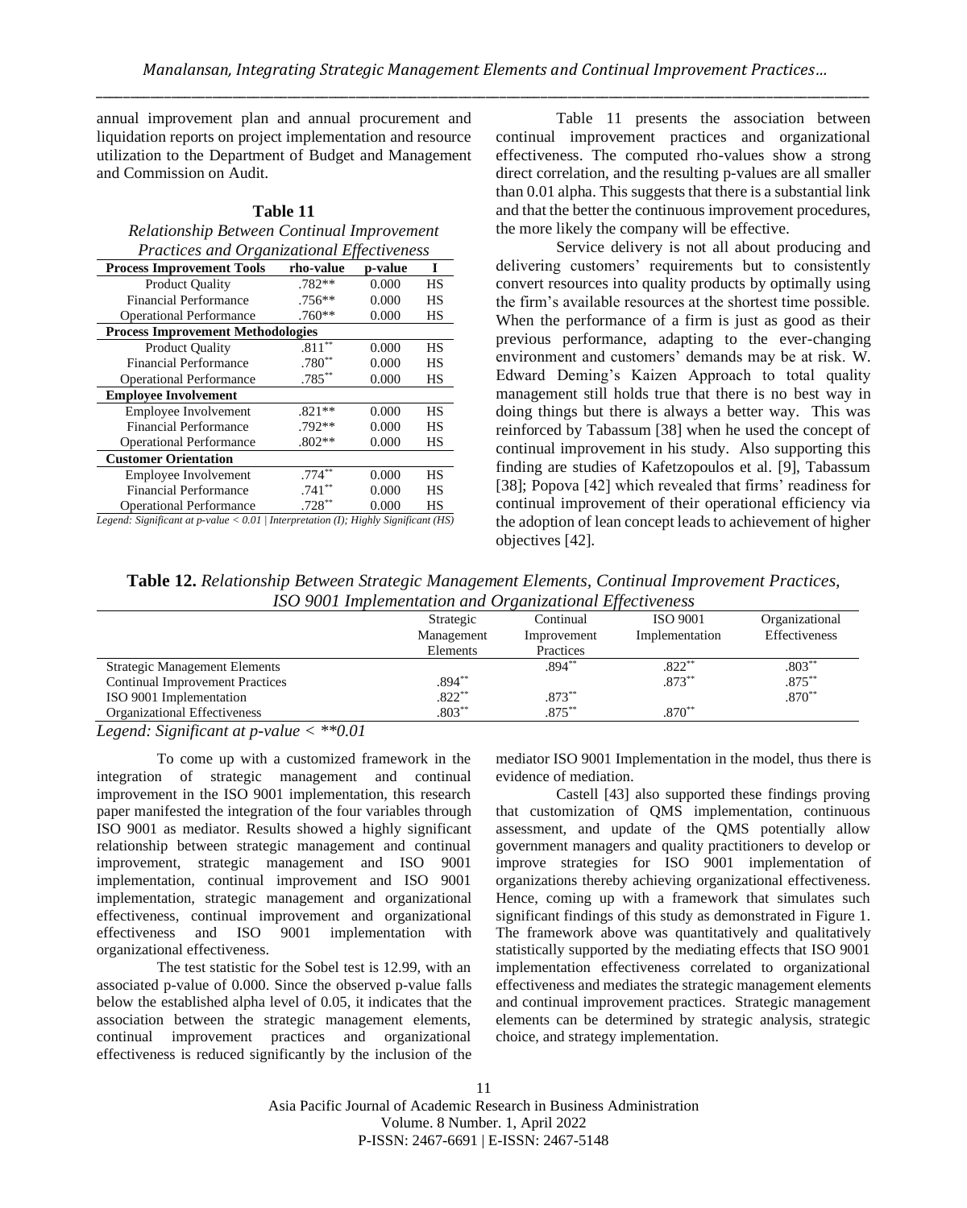annual improvement plan and annual procurement and liquidation reports on project implementation and resource utilization to the Department of Budget and Management and Commission on Audit.

**Table 11**

*Relationship Between Continual Improvement Practices and Organizational Effectiveness*

| Process Improvement Tools | rho-value | p-value | I |
|---|---|---|---|
| Product Quality | .782** | 0.000 | HS |
| Financial Performance | .756** | 0.000 | HS |
| Operational Performance | .760** | 0.000 | HS |
| **Process Improvement Methodologies** | | | |
| Product Quality | .811** | 0.000 | HS |
| Financial Performance | .780** | 0.000 | HS |
| Operational Performance | .785** | 0.000 | HS |
| **Employee Involvement** | | | |
| Employee Involvement | .821** | 0.000 | HS |
| Financial Performance | .792** | 0.000 | HS |
| Operational Performance | .802** | 0.000 | HS |
| **Customer Orientation** | | | |
| Employee Involvement | .774** | 0.000 | HS |
| Financial Performance | .741** | 0.000 | HS |
| Operational Performance | .728** | 0.000 | HS |

*Legend: Significant at p-value < 0.01 | Interpretation (I); Highly Significant (HS)*

Table 11 presents the association between continual improvement practices and organizational effectiveness. The computed rho-values show a strong direct correlation, and the resulting p-values are all smaller than 0.01 alpha. This suggests that there is a substantial link and that the better the continuous improvement procedures, the more likely the company will be effective.

Service delivery is not all about producing and delivering customers' requirements but to consistently convert resources into quality products by optimally using the firm's available resources at the shortest time possible. When the performance of a firm is just as good as their previous performance, adapting to the ever-changing environment and customers' demands may be at risk. W. Edward Deming's Kaizen Approach to total quality management still holds true that there is no best way in doing things but there is always a better way. This was reinforced by Tabassum [38] when he used the concept of continual improvement in his study. Also supporting this finding are studies of Kafetzopoulos et al. [9], Tabassum [38]; Popova [42] which revealed that firms' readiness for continual improvement of their operational efficiency via the adoption of lean concept leads to achievement of higher objectives [42].

**Table 12.** *Relationship Between Strategic Management Elements, Continual Improvement Practices, ISO 9001 Implementation and Organizational Effectiveness*

| | Strategic Management Elements | Continual Improvement Practices | ISO 9001 Implementation | Organizational Effectiveness |
|---|---|---|---|---|
| Strategic Management Elements | | .894** | .822** | .803** |
| Continual Improvement Practices | .894** | | .873** | .875** |
| ISO 9001 Implementation | .822** | .873** | | .870** |
| Organizational Effectiveness | .803** | .875** | .870** | |

*Legend: Significant at p-value < **0.01*

To come up with a customized framework in the integration of strategic management and continual improvement in the ISO 9001 implementation, this research paper manifested the integration of the four variables through ISO 9001 as mediator. Results showed a highly significant relationship between strategic management and continual improvement, strategic management and ISO 9001 implementation, continual improvement and ISO 9001 implementation, strategic management and organizational effectiveness, continual improvement and organizational effectiveness and ISO 9001 implementation with organizational effectiveness.

The test statistic for the Sobel test is 12.99, with an associated p-value of 0.000. Since the observed p-value falls below the established alpha level of 0.05, it indicates that the association between the strategic management elements, continual improvement practices and organizational effectiveness is reduced significantly by the inclusion of the mediator ISO 9001 Implementation in the model, thus there is evidence of mediation.

Castell [43] also supported these findings proving that customization of QMS implementation, continuous assessment, and update of the QMS potentially allow government managers and quality practitioners to develop or improve strategies for ISO 9001 implementation of organizations thereby achieving organizational effectiveness. Hence, coming up with a framework that simulates such significant findings of this study as demonstrated in Figure 1. The framework above was quantitatively and qualitatively statistically supported by the mediating effects that ISO 9001 implementation effectiveness correlated to organizational effectiveness and mediates the strategic management elements and continual improvement practices. Strategic management elements can be determined by strategic analysis, strategic choice, and strategy implementation.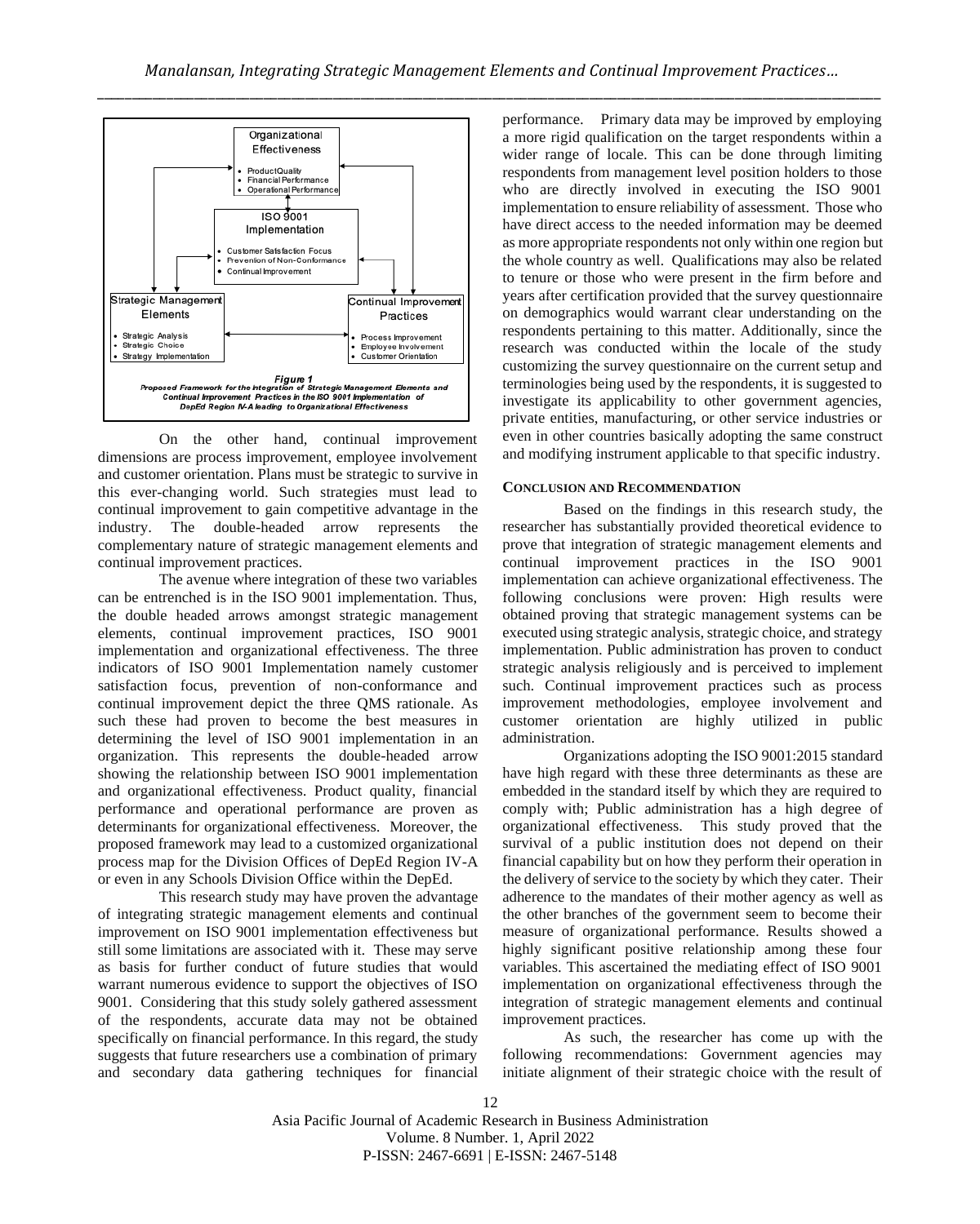Organizational Effectiveness

- Product Quality
- Financial Performance
- Operational Performance

ISO 9001 Implementation

- Customer Satisfaction Focus
- Prevention of Non-Conformance
- Continual Improvement

Strategic Management Elements

- Strategic Analysis
- Strategic Choice
- Strategy Implementation

Continual Improvement Practices

- Process Improvement
- Employee Involvement
- Customer Orientation

***Figure 1***
***Proposed Framework for the Integration of Strategic Management Elements and Continual Improvement Practices in the ISO 9001 Implementation of DepEd Region IV-A leading to Organizational Effectiveness***

On the other hand, continual improvement dimensions are process improvement, employee involvement and customer orientation. Plans must be strategic to survive in this ever-changing world. Such strategies must lead to continual improvement to gain competitive advantage in the industry. The double-headed arrow represents the complementary nature of strategic management elements and continual improvement practices.

The avenue where integration of these two variables can be entrenched is in the ISO 9001 implementation. Thus, the double headed arrows amongst strategic management elements, continual improvement practices, ISO 9001 implementation and organizational effectiveness. The three indicators of ISO 9001 Implementation namely customer satisfaction focus, prevention of non-conformance and continual improvement depict the three QMS rationale. As such these had proven to become the best measures in determining the level of ISO 9001 implementation in an organization. This represents the double-headed arrow showing the relationship between ISO 9001 implementation and organizational effectiveness. Product quality, financial performance and operational performance are proven as determinants for organizational effectiveness. Moreover, the proposed framework may lead to a customized organizational process map for the Division Offices of DepEd Region IV-A or even in any Schools Division Office within the DepEd.

This research study may have proven the advantage of integrating strategic management elements and continual improvement on ISO 9001 implementation effectiveness but still some limitations are associated with it. These may serve as basis for further conduct of future studies that would warrant numerous evidence to support the objectives of ISO 9001. Considering that this study solely gathered assessment of the respondents, accurate data may not be obtained specifically on financial performance. In this regard, the study suggests that future researchers use a combination of primary and secondary data gathering techniques for financial performance. Primary data may be improved by employing a more rigid qualification on the target respondents within a wider range of locale. This can be done through limiting respondents from management level position holders to those who are directly involved in executing the ISO 9001 implementation to ensure reliability of assessment. Those who have direct access to the needed information may be deemed as more appropriate respondents not only within one region but the whole country as well. Qualifications may also be related to tenure or those who were present in the firm before and years after certification provided that the survey questionnaire on demographics would warrant clear understanding on the respondents pertaining to this matter. Additionally, since the research was conducted within the locale of the study customizing the survey questionnaire on the current setup and terminologies being used by the respondents, it is suggested to investigate its applicability to other government agencies, private entities, manufacturing, or other service industries or even in other countries basically adopting the same construct and modifying instrument applicable to that specific industry.

## CONCLUSION AND RECOMMENDATION

Based on the findings in this research study, the researcher has substantially provided theoretical evidence to prove that integration of strategic management elements and continual improvement practices in the ISO 9001 implementation can achieve organizational effectiveness. The following conclusions were proven: High results were obtained proving that strategic management systems can be executed using strategic analysis, strategic choice, and strategy implementation. Public administration has proven to conduct strategic analysis religiously and is perceived to implement such. Continual improvement practices such as process improvement methodologies, employee involvement and customer orientation are highly utilized in public administration.

Organizations adopting the ISO 9001:2015 standard have high regard with these three determinants as these are embedded in the standard itself by which they are required to comply with; Public administration has a high degree of organizational effectiveness. This study proved that the survival of a public institution does not depend on their financial capability but on how they perform their operation in the delivery of service to the society by which they cater. Their adherence to the mandates of their mother agency as well as the other branches of the government seem to become their measure of organizational performance. Results showed a highly significant positive relationship among these four variables. This ascertained the mediating effect of ISO 9001 implementation on organizational effectiveness through the integration of strategic management elements and continual improvement practices.

As such, the researcher has come up with the following recommendations: Government agencies may initiate alignment of their strategic choice with the result of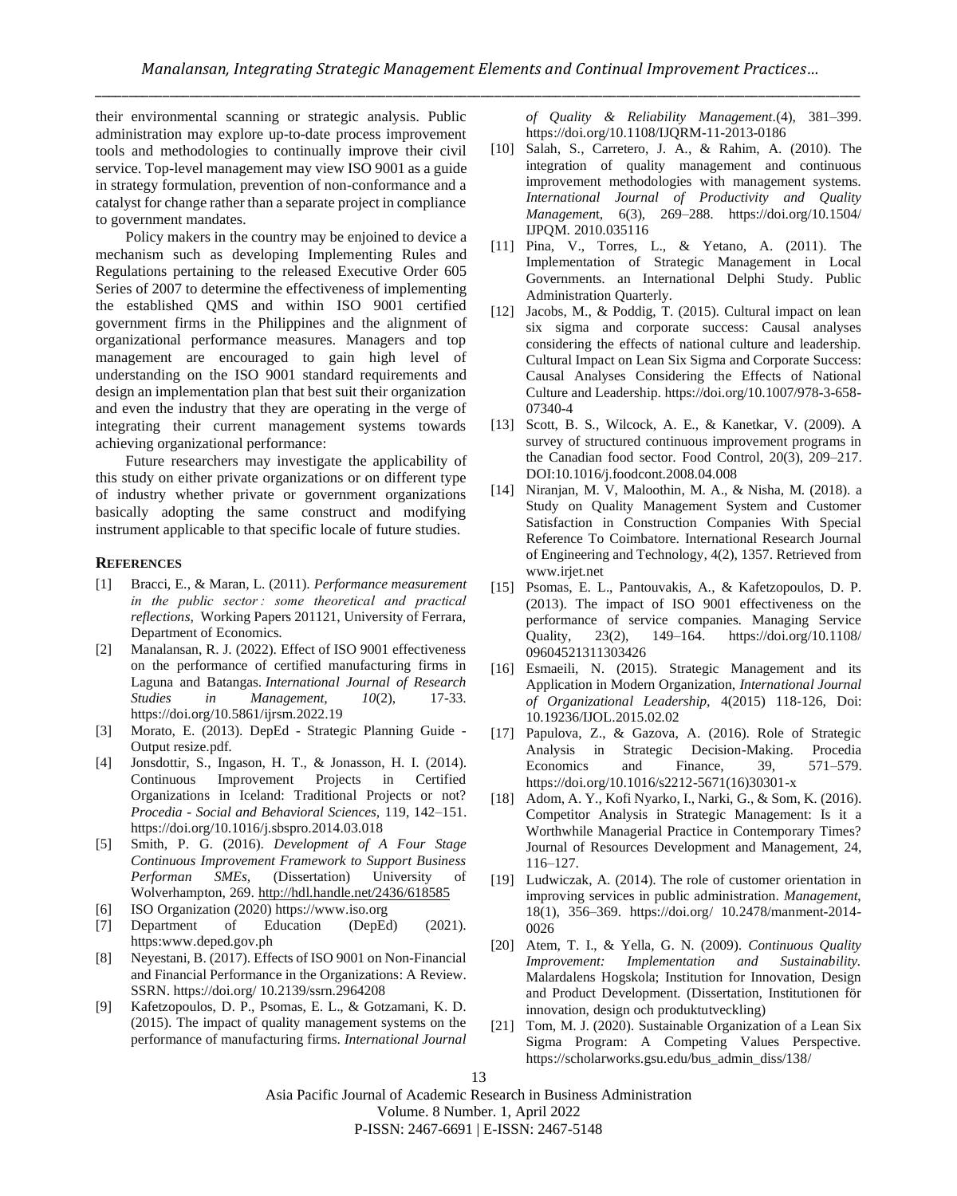their environmental scanning or strategic analysis. Public administration may explore up-to-date process improvement tools and methodologies to continually improve their civil service. Top-level management may view ISO 9001 as a guide in strategy formulation, prevention of non-conformance and a catalyst for change rather than a separate project in compliance to government mandates.

Policy makers in the country may be enjoined to device a mechanism such as developing Implementing Rules and Regulations pertaining to the released Executive Order 605 Series of 2007 to determine the effectiveness of implementing the established QMS and within ISO 9001 certified government firms in the Philippines and the alignment of organizational performance measures. Managers and top management are encouraged to gain high level of understanding on the ISO 9001 standard requirements and design an implementation plan that best suit their organization and even the industry that they are operating in the verge of integrating their current management systems towards achieving organizational performance:

Future researchers may investigate the applicability of this study on either private organizations or on different type of industry whether private or government organizations basically adopting the same construct and modifying instrument applicable to that specific locale of future studies.

## REFERENCES

[1] Bracci, E., & Maran, L. (2011). *Performance measurement in the public sector : some theoretical and practical reflections*, Working Papers 201121, University of Ferrara, Department of Economics.

[2] Manalansan, R. J. (2022). Effect of ISO 9001 effectiveness on the performance of certified manufacturing firms in Laguna and Batangas. *International Journal of Research Studies in Management, 10*(2), 17-33. https://doi.org/10.5861/ijrsm.2022.19

[3] Morato, E. (2013). DepEd - Strategic Planning Guide - Output resize.pdf.

[4] Jonsdottir, S., Ingason, H. T., & Jonasson, H. I. (2014). Continuous Improvement Projects in Certified Organizations in Iceland: Traditional Projects or not? *Procedia - Social and Behavioral Sciences*, 119, 142–151. https://doi.org/10.1016/j.sbspro.2014.03.018

[5] Smith, P. G. (2016). *Development of A Four Stage Continuous Improvement Framework to Support Business Performan SMEs*, (Dissertation) University of Wolverhampton, 269. http://hdl.handle.net/2436/618585

[6] ISO Organization (2020) https://www.iso.org

[7] Department of Education (DepEd) (2021). https:www.deped.gov.ph

[8] Neyestani, B. (2017). Effects of ISO 9001 on Non-Financial and Financial Performance in the Organizations: A Review. SSRN. https://doi.org/ 10.2139/ssrn.2964208

[9] Kafetzopoulos, D. P., Psomas, E. L., & Gotzamani, K. D. (2015). The impact of quality management systems on the performance of manufacturing firms. *International Journal of Quality & Reliability Management*.(4), 381–399. https://doi.org/10.1108/IJQRM-11-2013-0186

[10] Salah, S., Carretero, J. A., & Rahim, A. (2010). The integration of quality management and continuous improvement methodologies with management systems. *International Journal of Productivity and Quality Management*, 6(3), 269–288. https://doi.org/10.1504/ IJPQM. 2010.035116

[11] Pina, V., Torres, L., & Yetano, A. (2011). The Implementation of Strategic Management in Local Governments. an International Delphi Study. Public Administration Quarterly.

[12] Jacobs, M., & Poddig, T. (2015). Cultural impact on lean six sigma and corporate success: Causal analyses considering the effects of national culture and leadership. Cultural Impact on Lean Six Sigma and Corporate Success: Causal Analyses Considering the Effects of National Culture and Leadership. https://doi.org/10.1007/978-3-658-07340-4

[13] Scott, B. S., Wilcock, A. E., & Kanetkar, V. (2009). A survey of structured continuous improvement programs in the Canadian food sector. Food Control, 20(3), 209–217. DOI:10.1016/j.foodcont.2008.04.008

[14] Niranjan, M. V, Maloothin, M. A., & Nisha, M. (2018). a Study on Quality Management System and Customer Satisfaction in Construction Companies With Special Reference To Coimbatore. International Research Journal of Engineering and Technology, 4(2), 1357. Retrieved from www.irjet.net

[15] Psomas, E. L., Pantouvakis, A., & Kafetzopoulos, D. P. (2013). The impact of ISO 9001 effectiveness on the performance of service companies. Managing Service Quality, 23(2), 149–164. https://doi.org/10.1108/ 09604521311303426

[16] Esmaeili, N. (2015). Strategic Management and its Application in Modern Organization, *International Journal of Organizational Leadership*, 4(2015) 118-126, Doi: 10.19236/IJOL.2015.02.02

[17] Papulova, Z., & Gazova, A. (2016). Role of Strategic Analysis in Strategic Decision-Making. Procedia Economics and Finance, 39, 571–579. https://doi.org/10.1016/s2212-5671(16)30301-x

[18] Adom, A. Y., Kofi Nyarko, I., Narki, G., & Som, K. (2016). Competitor Analysis in Strategic Management: Is it a Worthwhile Managerial Practice in Contemporary Times? Journal of Resources Development and Management, 24, 116–127.

[19] Ludwiczak, A. (2014). The role of customer orientation in improving services in public administration. *Management*, 18(1), 356–369. https://doi.org/ 10.2478/manment-2014-0026

[20] Atem, T. I., & Yella, G. N. (2009). *Continuous Quality Improvement: Implementation and Sustainability.* Malardalens Hogskola; Institution for Innovation, Design and Product Development. (Dissertation, Institutionen för innovation, design och produktutveckling)

[21] Tom, M. J. (2020). Sustainable Organization of a Lean Six Sigma Program: A Competing Values Perspective. https://scholarworks.gsu.edu/bus_admin_diss/138/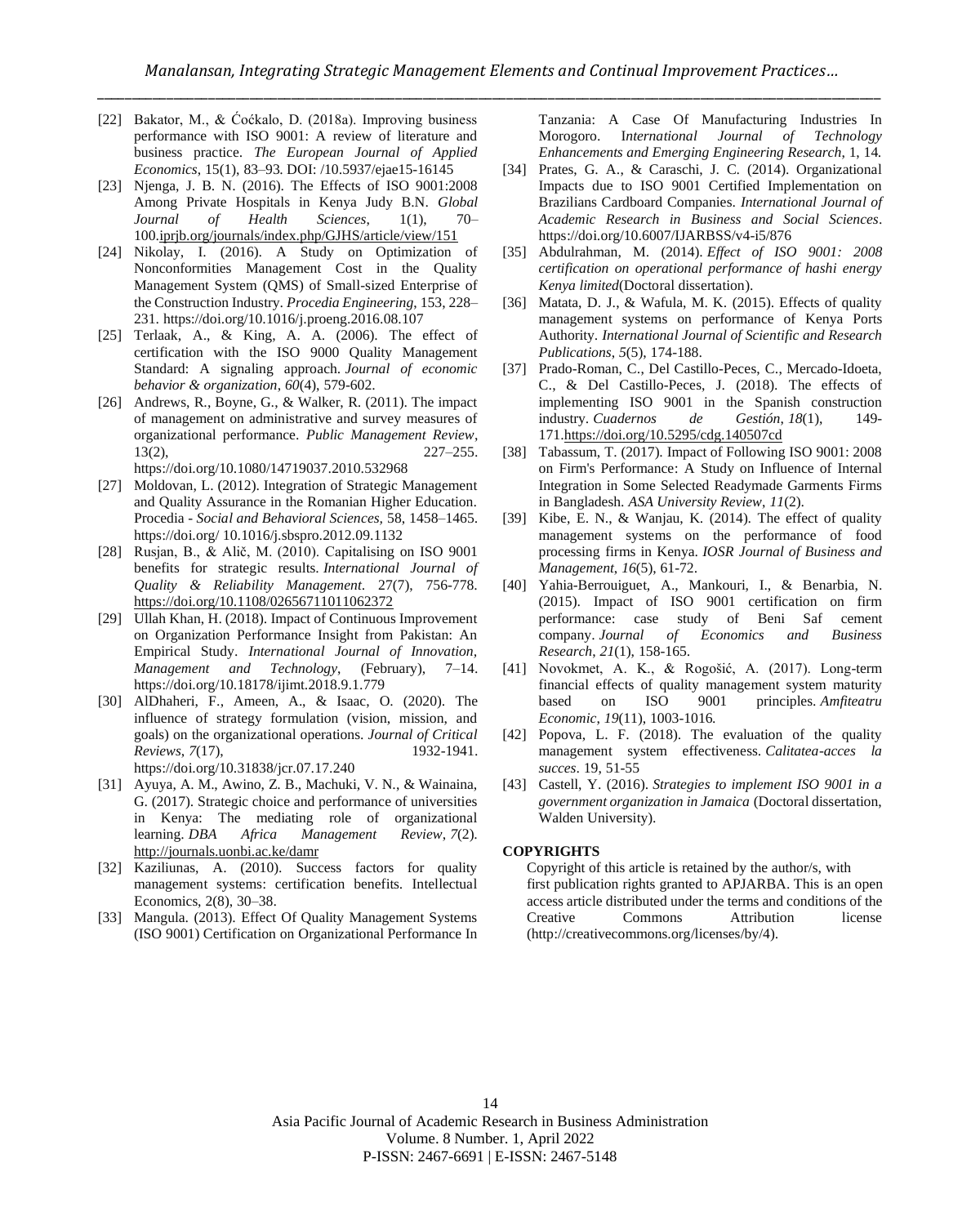[22] Bakator, M., & Ćoćkalo, D. (2018a). Improving business performance with ISO 9001: A review of literature and business practice. *The European Journal of Applied Economics*, 15(1), 83–93. DOI: /10.5937/ejae15-16145

[23] Njenga, J. B. N. (2016). The Effects of ISO 9001:2008 Among Private Hospitals in Kenya Judy B.N. *Global Journal of Health Sciences*, 1(1), 70–100.iprjb.org/journals/index.php/GJHS/article/view/151

[24] Nikolay, I. (2016). A Study on Optimization of Nonconformities Management Cost in the Quality Management System (QMS) of Small-sized Enterprise of the Construction Industry. *Procedia Engineering*, 153, 228–231. https://doi.org/10.1016/j.proeng.2016.08.107

[25] Terlaak, A., & King, A. A. (2006). The effect of certification with the ISO 9000 Quality Management Standard: A signaling approach. *Journal of economic behavior & organization*, *60*(4), 579-602.

[26] Andrews, R., Boyne, G., & Walker, R. (2011). The impact of management on administrative and survey measures of organizational performance. *Public Management Review*, 13(2), 227–255. https://doi.org/10.1080/14719037.2010.532968

[27] Moldovan, L. (2012). Integration of Strategic Management and Quality Assurance in the Romanian Higher Education. Procedia - *Social and Behavioral Sciences*, 58, 1458–1465. https://doi.org/ 10.1016/j.sbspro.2012.09.1132

[28] Rusjan, B., & Alič, M. (2010). Capitalising on ISO 9001 benefits for strategic results. *International Journal of Quality & Reliability Management*. 27(7), 756-778. https://doi.org/10.1108/02656711011062372

[29] Ullah Khan, H. (2018). Impact of Continuous Improvement on Organization Performance Insight from Pakistan: An Empirical Study. *International Journal of Innovation, Management and Technology*, (February), 7–14. https://doi.org/10.18178/ijimt.2018.9.1.779

[30] AlDhaheri, F., Ameen, A., & Isaac, O. (2020). The influence of strategy formulation (vision, mission, and goals) on the organizational operations. *Journal of Critical Reviews*, *7*(17), 1932-1941. https://doi.org/10.31838/jcr.07.17.240

[31] Ayuya, A. M., Awino, Z. B., Machuki, V. N., & Wainaina, G. (2017). Strategic choice and performance of universities in Kenya: The mediating role of organizational learning. *DBA Africa Management Review*, *7*(2). http://journals.uonbi.ac.ke/damr

[32] Kaziliunas, A. (2010). Success factors for quality management systems: certification benefits. Intellectual Economics, 2(8), 30–38.

[33] Mangula. (2013). Effect Of Quality Management Systems (ISO 9001) Certification on Organizational Performance In Tanzania: A Case Of Manufacturing Industries In Morogoro. I*nternational Journal of Technology Enhancements and Emerging Engineering Research*, 1, 14.

[34] Prates, G. A., & Caraschi, J. C. (2014). Organizational Impacts due to ISO 9001 Certified Implementation on Brazilians Cardboard Companies. *International Journal of Academic Research in Business and Social Sciences*. https://doi.org/10.6007/IJARBSS/v4-i5/876

[35] Abdulrahman, M. (2014). *Effect of ISO 9001: 2008 certification on operational performance of hashi energy Kenya limited*(Doctoral dissertation).

[36] Matata, D. J., & Wafula, M. K. (2015). Effects of quality management systems on performance of Kenya Ports Authority. *International Journal of Scientific and Research Publications*, *5*(5), 174-188.

[37] Prado-Roman, C., Del Castillo-Peces, C., Mercado-Idoeta, C., & Del Castillo-Peces, J. (2018). The effects of implementing ISO 9001 in the Spanish construction industry. *Cuadernos de Gestión*, *18*(1), 149-171.https://doi.org/10.5295/cdg.140507cd

[38] Tabassum, T. (2017). Impact of Following ISO 9001: 2008 on Firm's Performance: A Study on Influence of Internal Integration in Some Selected Readymade Garments Firms in Bangladesh. *ASA University Review*, *11*(2).

[39] Kibe, E. N., & Wanjau, K. (2014). The effect of quality management systems on the performance of food processing firms in Kenya. *IOSR Journal of Business and Management*, *16*(5), 61-72.

[40] Yahia-Berrouiguet, A., Mankouri, I., & Benarbia, N. (2015). Impact of ISO 9001 certification on firm performance: case study of Beni Saf cement company. *Journal of Economics and Business Research*, *21*(1), 158-165.

[41] Novokmet, A. K., & Rogošić, A. (2017). Long-term financial effects of quality management system maturity based on ISO 9001 principles. *Amfiteatru Economic*, *19*(11), 1003-1016.

[42] Popova, L. F. (2018). The evaluation of the quality management system effectiveness. *Calitatea-acces la succes*. 19, 51-55

[43] Castell, Y. (2016). *Strategies to implement ISO 9001 in a government organization in Jamaica* (Doctoral dissertation, Walden University).

**COPYRIGHTS**

Copyright of this article is retained by the author/s, with first publication rights granted to APJARBA. This is an open access article distributed under the terms and conditions of the Creative Commons Attribution license (http://creativecommons.org/licenses/by/4).